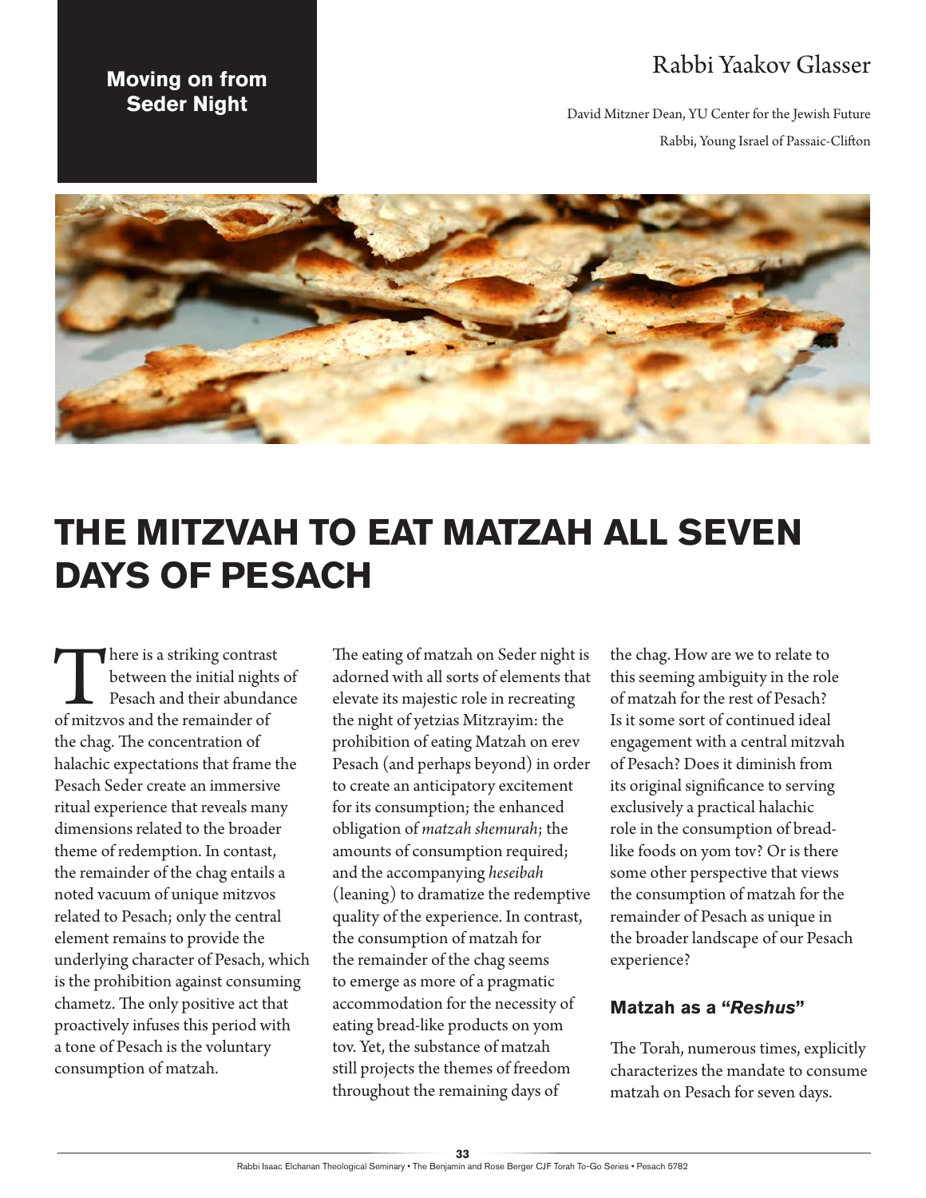Moving on from Seder Night

Rabbi Yaakov Glasser

David Mitzner Dean, YU Center for the Jewish Future

Rabbi, Young Israel of Passaic-Clifton

# THE MITZVAH TO EAT MATZAH ALL SEVEN DAYS OF PESACH

There is a striking contrast between the initial nights of Pesach and their abundance of mitzvos and the remainder of the chag. The concentration of halachic expectations that frame the Pesach Seder create an immersive ritual experience that reveals many dimensions related to the broader theme of redemption. In contrast, the remainder of the chag entails a noted vacuum of unique mitzvos related to Pesach; only the central element remains to provide the underlying character of Pesach, which is the prohibition against consuming chametz. The only positive act that proactively infuses this period with a tone of Pesach is the voluntary consumption of matzah.

The eating of matzah on Seder night is adorned with all sorts of elements that elevate its majestic role in recreating the night of yetzias Mitzrayim: the prohibition of eating Matzah on erev Pesach (and perhaps beyond) in order to create an anticipatory excitement for its consumption; the enhanced obligation of *matzah shemurah*; the amounts of consumption required; and the accompanying *heseibah* (leaning) to dramatize the redemptive quality of the experience. In contrast, the consumption of matzah for the remainder of the chag seems to emerge as more of a pragmatic accommodation for the necessity of eating bread-like products on yom tov. Yet, the substance of matzah still projects the themes of freedom throughout the remaining days of the chag. How are we to relate to this seeming ambiguity in the role of matzah for the rest of Pesach? Is it some sort of continued ideal engagement with a central mitzvah of Pesach? Does it diminish from its original significance to serving exclusively a practical halachic role in the consumption of bread-like foods on yom tov? Or is there some other perspective that views the consumption of matzah for the remainder of Pesach as unique in the broader landscape of our Pesach experience?

### Matzah as a "*Reshus*"

The Torah, numerous times, explicitly characterizes the mandate to consume matzah on Pesach for seven days.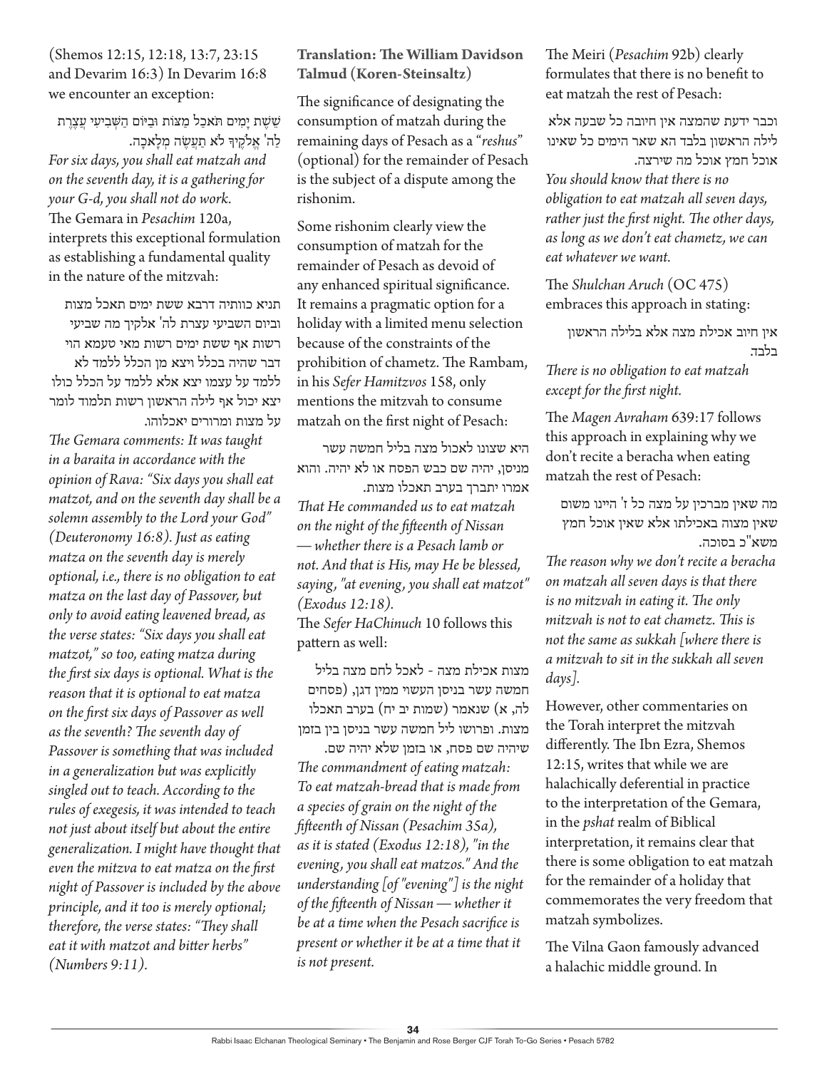(Shemos 12:15, 12:18, 13:7, 23:15 and Devarim 16:3) In Devarim 16:8 we encounter an exception:

שֵׁשֶׁת יָמִים תֹּאכַל מַצּוֹת וּבַיּוֹם הַשְּׁבִיעִי עֲצֶרֶת לַה' אֱלֹקֶיךָ לֹא תַעֲשֶׂה מְלָאכָה.

*For six days, you shall eat matzah and on the seventh day, it is a gathering for your G-d, you shall not do work.*

The Gemara in *Pesachim* 120a, interprets this exceptional formulation as establishing a fundamental quality in the nature of the mitzvah:

תניא כוותיה דרבא ששת ימים תאכל מצות וביום השביעי עצרת לה' אלקיך מה שביעי רשות אף ששת ימים רשות מאי טעמא הוי דבר שהיה בכלל ויצא מן הכלל ללמד לא ללמד על עצמו יצא אלא ללמד על הכלל כולו יצא יכול אף לילה הראשון רשות תלמוד לומר על מצות ומרורים יאכלוהו.

*The Gemara comments: It was taught in a baraita in accordance with the opinion of Rava: "Six days you shall eat matzot, and on the seventh day shall be a solemn assembly to the Lord your God" (Deuteronomy 16:8). Just as eating matza on the seventh day is merely optional, i.e., there is no obligation to eat matza on the last day of Passover, but only to avoid eating leavened bread, as the verse states: "Six days you shall eat matzot," so too, eating matza during the first six days is optional. What is the reason that it is optional to eat matza on the first six days of Passover as well as the seventh? The seventh day of Passover is something that was included in a generalization but was explicitly singled out to teach. According to the rules of exegesis, it was intended to teach not just about itself but about the entire generalization. I might have thought that even the mitzva to eat matza on the first night of Passover is included by the above principle, and it too is merely optional; therefore, the verse states: "They shall eat it with matzot and bitter herbs" (Numbers 9:11).*

**Translation: The William Davidson Talmud (Koren-Steinsaltz)**

The significance of designating the consumption of matzah during the remaining days of Pesach as a "*reshus*" (optional) for the remainder of Pesach is the subject of a dispute among the rishonim.

Some rishonim clearly view the consumption of matzah for the remainder of Pesach as devoid of any enhanced spiritual significance. It remains a pragmatic option for a holiday with a limited menu selection because of the constraints of the prohibition of chametz. The Rambam, in his *Sefer Hamitzvos* 158, only mentions the mitzvah to consume matzah on the first night of Pesach:

היא שצונו לאכול מצה בליל חמשה עשר מניסן, יהיה שם כבש הפסח או לא יהיה. והוא אמרו יתברך בערב תאכלו מצות.

*That He commanded us to eat matzah on the night of the fifteenth of Nissan — whether there is a Pesach lamb or not. And that is His, may He be blessed, saying, "at evening, you shall eat matzot" (Exodus 12:18).*

The *Sefer HaChinuch* 10 follows this pattern as well:

מצות אכילת מצה - לאכל לחם מצה בליל חמשה עשר בניסן העשוי ממין דגן, (פסחים לה, א) שנאמר (שמות יב יח) בערב תאכלו מצות. ופרושו ליל חמשה עשר בניסן בין בזמן שיהיה שם פסח, או בזמן שלא יהיה שם.

*The commandment of eating matzah: To eat matzah-bread that is made from a species of grain on the night of the fifteenth of Nissan (Pesachim 35a), as it is stated (Exodus 12:18), "in the evening, you shall eat matzos." And the understanding [of "evening"] is the night of the fifteenth of Nissan — whether it be at a time when the Pesach sacrifice is present or whether it be at a time that it is not present.*

The Meiri (*Pesachim* 92b) clearly formulates that there is no benefit to eat matzah the rest of Pesach:

וכבר ידעת שהמצה אין חיובה כל שבעה אלא לילה הראשון בלבד הא שאר הימים כל שאינו אוכל חמץ אוכל מה שירצה.

*You should know that there is no obligation to eat matzah all seven days, rather just the first night. The other days, as long as we don't eat chametz, we can eat whatever we want.*

The *Shulchan Aruch* (OC 475) embraces this approach in stating:

אין חיוב אכילת מצה אלא בלילה הראשון בלבד.

*There is no obligation to eat matzah except for the first night.*

The *Magen Avraham* 639:17 follows this approach in explaining why we don't recite a beracha when eating matzah the rest of Pesach:

מה שאין מברכין על מצה כל ז' היינו משום שאין מצוה באכילתו אלא שאין אוכל חמץ משא"כ בסוכה.

*The reason why we don't recite a beracha on matzah all seven days is that there is no mitzvah in eating it. The only mitzvah is not to eat chametz. This is not the same as sukkah [where there is a mitzvah to sit in the sukkah all seven days].*

However, other commentaries on the Torah interpret the mitzvah differently. The Ibn Ezra, Shemos 12:15, writes that while we are halachically deferential in practice to the interpretation of the Gemara, in the *pshat* realm of Biblical interpretation, it remains clear that there is some obligation to eat matzah for the remainder of a holiday that commemorates the very freedom that matzah symbolizes.

The Vilna Gaon famously advanced a halachic middle ground. In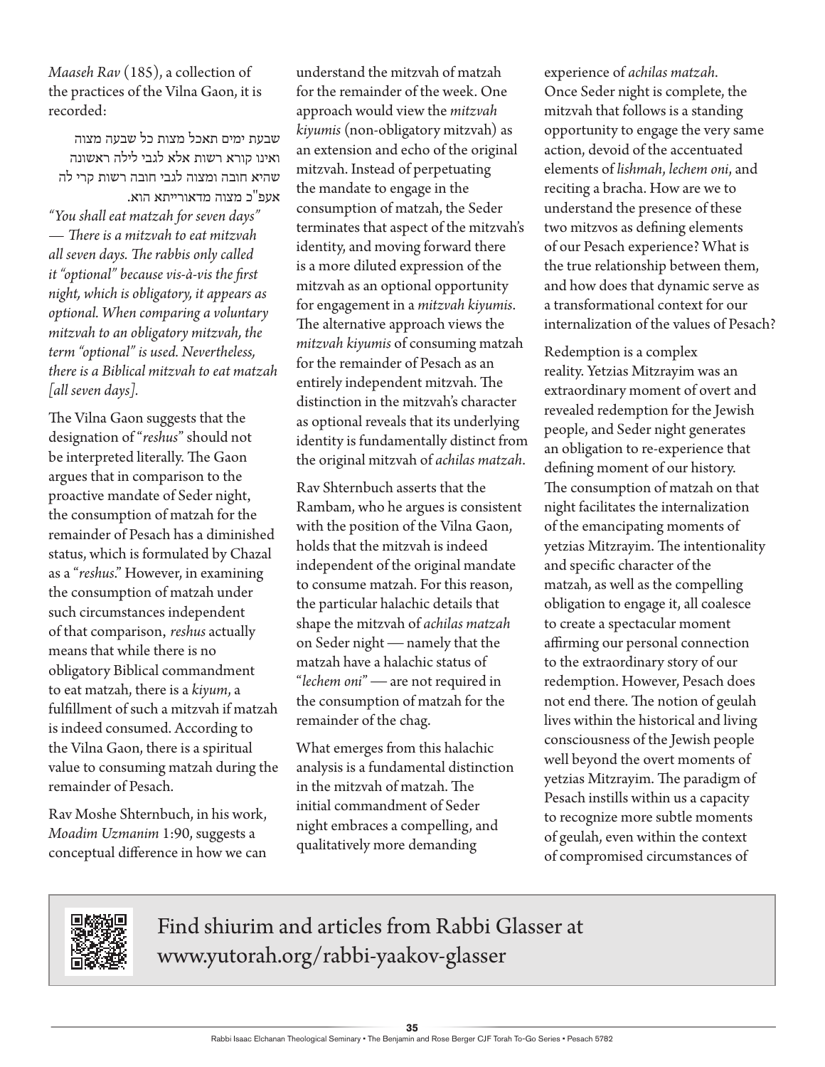*Maaseh Rav* (185), a collection of the practices of the Vilna Gaon, it is recorded:

> שבעת ימים תאכל מצות כל שבעה מצוה ואינו קורא רשות אלא לגבי לילה ראשונה שהיא חובה ומצוה לגבי חובה רשות קרי לה אעפ"כ מצוה מדאורייתא הוא.

*"You shall eat matzah for seven days" — There is a mitzvah to eat mitzvah all seven days. The rabbis only called it "optional" because vis-à-vis the first night, which is obligatory, it appears as optional. When comparing a voluntary mitzvah to an obligatory mitzvah, the term "optional" is used. Nevertheless, there is a Biblical mitzvah to eat matzah [all seven days].*

The Vilna Gaon suggests that the designation of "*reshus*" should not be interpreted literally. The Gaon argues that in comparison to the proactive mandate of Seder night, the consumption of matzah for the remainder of Pesach has a diminished status, which is formulated by Chazal as a "*reshus*." However, in examining the consumption of matzah under such circumstances independent of that comparison, *reshus* actually means that while there is no obligatory Biblical commandment to eat matzah, there is a *kiyum*, a fulfillment of such a mitzvah if matzah is indeed consumed. According to the Vilna Gaon, there is a spiritual value to consuming matzah during the remainder of Pesach.

Rav Moshe Shternbuch, in his work, *Moadim Uzmanim* 1:90, suggests a conceptual difference in how we can understand the mitzvah of matzah for the remainder of the week. One approach would view the *mitzvah kiyumis* (non-obligatory mitzvah) as an extension and echo of the original mitzvah. Instead of perpetuating the mandate to engage in the consumption of matzah, the Seder terminates that aspect of the mitzvah's identity, and moving forward there is a more diluted expression of the mitzvah as an optional opportunity for engagement in a *mitzvah kiyumis*. The alternative approach views the *mitzvah kiyumis* of consuming matzah for the remainder of Pesach as an entirely independent mitzvah. The distinction in the mitzvah's character as optional reveals that its underlying identity is fundamentally distinct from the original mitzvah of *achilas matzah*.

Rav Shternbuch asserts that the Rambam, who he argues is consistent with the position of the Vilna Gaon, holds that the mitzvah is indeed independent of the original mandate to consume matzah. For this reason, the particular halachic details that shape the mitzvah of *achilas matzah* on Seder night — namely that the matzah have a halachic status of "*lechem oni*" — are not required in the consumption of matzah for the remainder of the chag.

What emerges from this halachic analysis is a fundamental distinction in the mitzvah of matzah. The initial commandment of Seder night embraces a compelling, and qualitatively more demanding experience of *achilas matzah*. Once Seder night is complete, the mitzvah that follows is a standing opportunity to engage the very same action, devoid of the accentuated elements of *lishmah*, *lechem oni*, and reciting a bracha. How are we to understand the presence of these two mitzvos as defining elements of our Pesach experience? What is the true relationship between them, and how does that dynamic serve as a transformational context for our internalization of the values of Pesach?

Redemption is a complex reality. Yetzias Mitzrayim was an extraordinary moment of overt and revealed redemption for the Jewish people, and Seder night generates an obligation to re-experience that defining moment of our history. The consumption of matzah on that night facilitates the internalization of the emancipating moments of yetzias Mitzrayim. The intentionality and specific character of the matzah, as well as the compelling obligation to engage it, all coalesce to create a spectacular moment affirming our personal connection to the extraordinary story of our redemption. However, Pesach does not end there. The notion of geulah lives within the historical and living consciousness of the Jewish people well beyond the overt moments of yetzias Mitzrayim. The paradigm of Pesach instills within us a capacity to recognize more subtle moments of geulah, even within the context of compromised circumstances of

Find shiurim and articles from Rabbi Glasser at www.yutorah.org/rabbi-yaakov-glasser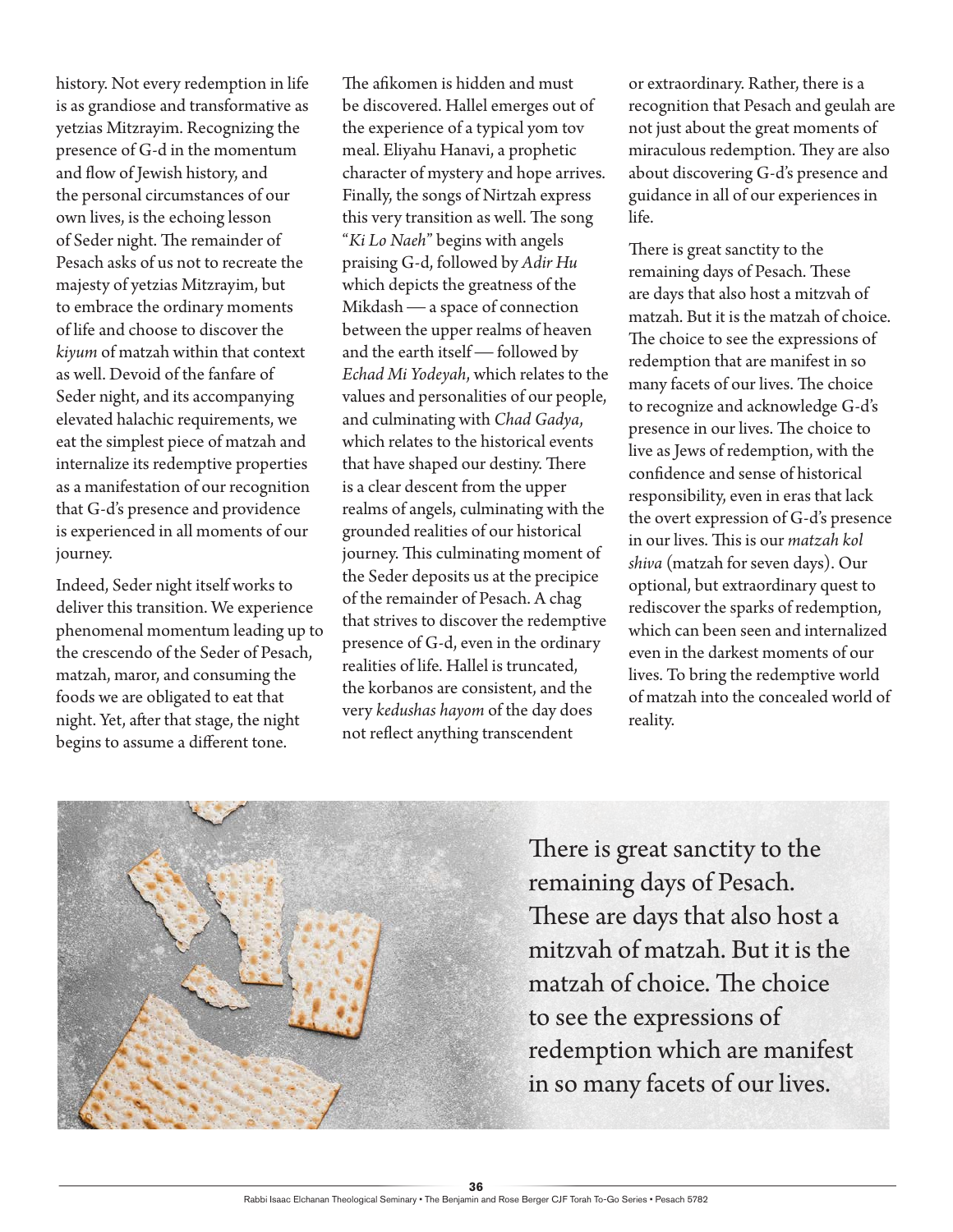history. Not every redemption in life is as grandiose and transformative as yetzias Mitzrayim. Recognizing the presence of G-d in the momentum and flow of Jewish history, and the personal circumstances of our own lives, is the echoing lesson of Seder night. The remainder of Pesach asks of us not to recreate the majesty of yetzias Mitzrayim, but to embrace the ordinary moments of life and choose to discover the *kiyum* of matzah within that context as well. Devoid of the fanfare of Seder night, and its accompanying elevated halachic requirements, we eat the simplest piece of matzah and internalize its redemptive properties as a manifestation of our recognition that G-d's presence and providence is experienced in all moments of our journey.

Indeed, Seder night itself works to deliver this transition. We experience phenomenal momentum leading up to the crescendo of the Seder of Pesach, matzah, maror, and consuming the foods we are obligated to eat that night. Yet, after that stage, the night begins to assume a different tone. The afikomen is hidden and must be discovered. Hallel emerges out of the experience of a typical yom tov meal. Eliyahu Hanavi, a prophetic character of mystery and hope arrives. Finally, the songs of Nirtzah express this very transition as well. The song "*Ki Lo Naeh*" begins with angels praising G-d, followed by *Adir Hu* which depicts the greatness of the Mikdash — a space of connection between the upper realms of heaven and the earth itself — followed by *Echad Mi Yodeyah*, which relates to the values and personalities of our people, and culminating with *Chad Gadya*, which relates to the historical events that have shaped our destiny. There is a clear descent from the upper realms of angels, culminating with the grounded realities of our historical journey. This culminating moment of the Seder deposits us at the precipice of the remainder of Pesach. A chag that strives to discover the redemptive presence of G-d, even in the ordinary realities of life. Hallel is truncated, the korbanos are consistent, and the very *kedushas hayom* of the day does not reflect anything transcendent or extraordinary. Rather, there is a recognition that Pesach and geulah are not just about the great moments of miraculous redemption. They are also about discovering G-d's presence and guidance in all of our experiences in life.

There is great sanctity to the remaining days of Pesach. These are days that also host a mitzvah of matzah. But it is the matzah of choice. The choice to see the expressions of redemption that are manifest in so many facets of our lives. The choice to recognize and acknowledge G-d's presence in our lives. The choice to live as Jews of redemption, with the confidence and sense of historical responsibility, even in eras that lack the overt expression of G-d's presence in our lives. This is our *matzah kol shiva* (matzah for seven days). Our optional, but extraordinary quest to rediscover the sparks of redemption, which can been seen and internalized even in the darkest moments of our lives. To bring the redemptive world of matzah into the concealed world of reality.

> There is great sanctity to the remaining days of Pesach. These are days that also host a mitzvah of matzah. But it is the matzah of choice. The choice to see the expressions of redemption which are manifest in so many facets of our lives.